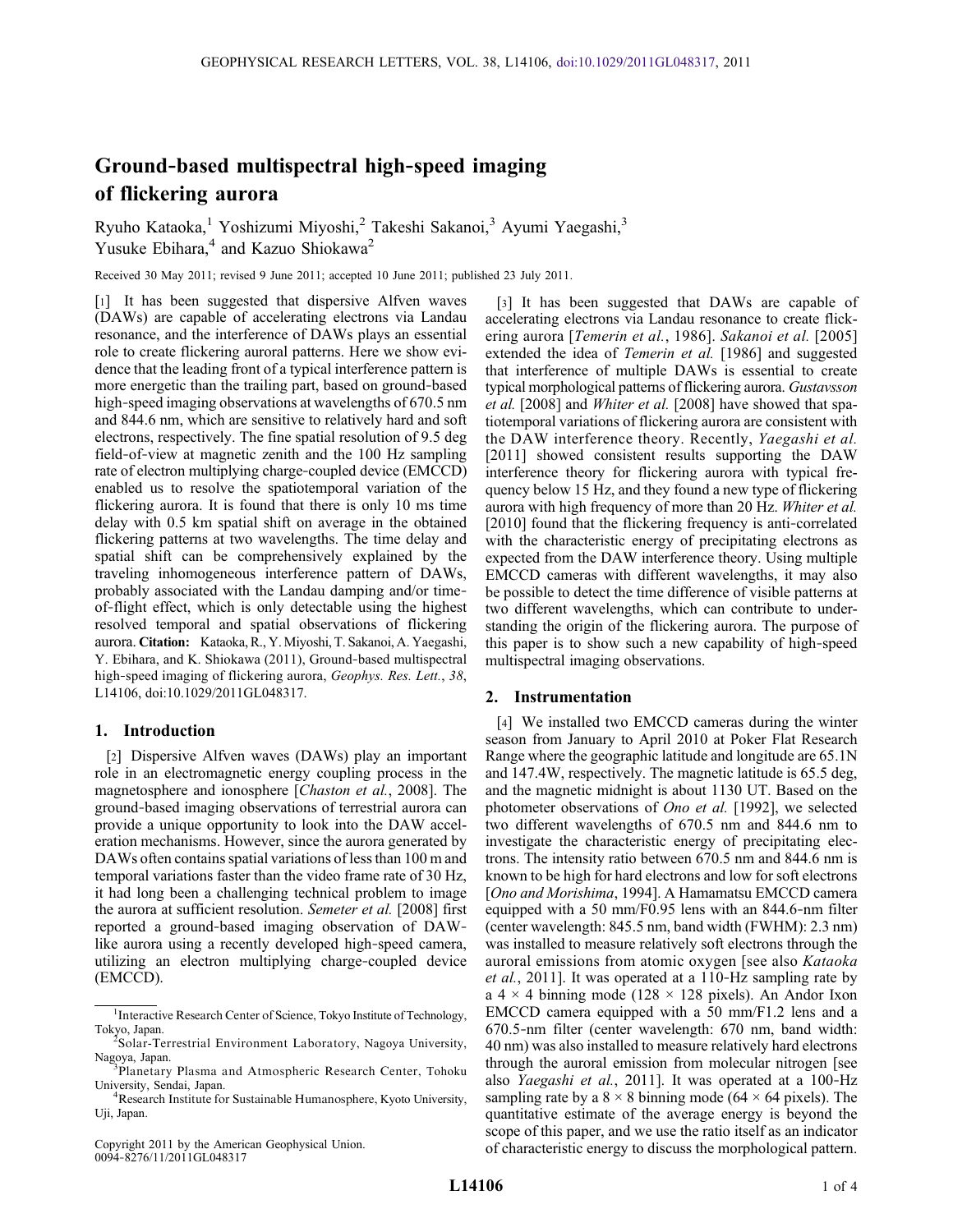# Ground-based multispectral high-speed imaging of flickering aurora

Ryuho Kataoka,[1] Yoshizumi Miyoshi,[2] Takeshi Sakanoi,[3] Ayumi Yaegashi,[3] Yusuke Ebihara,[4] and Kazuo Shiokawa[2]

Received 30 May 2011; revised 9 June 2011; accepted 10 June 2011; published 23 July 2011.

[1] It has been suggested that dispersive Alfven waves (DAWs) are capable of accelerating electrons via Landau resonance, and the interference of DAWs plays an essential role to create flickering auroral patterns. Here we show evidence that the leading front of a typical interference pattern is more energetic than the trailing part, based on ground-based high-speed imaging observations at wavelengths of 670.5 nm and 844.6 nm, which are sensitive to relatively hard and soft electrons, respectively. The fine spatial resolution of 9.5 deg field-of-view at magnetic zenith and the 100 Hz sampling rate of electron multiplying charge-coupled device (EMCCD) enabled us to resolve the spatiotemporal variation of the flickering aurora. It is found that there is only 10 ms time delay with 0.5 km spatial shift on average in the obtained flickering patterns at two wavelengths. The time delay and spatial shift can be comprehensively explained by the traveling inhomogeneous interference pattern of DAWs, probably associated with the Landau damping and/or time-of-flight effect, which is only detectable using the highest resolved temporal and spatial observations of flickering aurora. **Citation:** Kataoka, R., Y. Miyoshi, T. Sakanoi, A. Yaegashi, Y. Ebihara, and K. Shiokawa (2011), Ground-based multispectral high-speed imaging of flickering aurora, *Geophys. Res. Lett.*, *38*, L14106, doi:10.1029/2011GL048317.

## 1. Introduction

[2] Dispersive Alfven waves (DAWs) play an important role in an electromagnetic energy coupling process in the magnetosphere and ionosphere [*Chaston et al.*, 2008]. The ground-based imaging observations of terrestrial aurora can provide a unique opportunity to look into the DAW acceleration mechanisms. However, since the aurora generated by DAWs often contains spatial variations of less than 100 m and temporal variations faster than the video frame rate of 30 Hz, it had long been a challenging technical problem to image the aurora at sufficient resolution. *Semeter et al.* [2008] first reported a ground-based imaging observation of DAW-like aurora using a recently developed high-speed camera, utilizing an electron multiplying charge-coupled device (EMCCD).

[3] It has been suggested that DAWs are capable of accelerating electrons via Landau resonance to create flickering aurora [*Temerin et al.*, 1986]. *Sakanoi et al.* [2005] extended the idea of *Temerin et al.* [1986] and suggested that interference of multiple DAWs is essential to create typical morphological patterns of flickering aurora. *Gustavsson et al.* [2008] and *Whiter et al.* [2008] have showed that spatiotemporal variations of flickering aurora are consistent with the DAW interference theory. Recently, *Yaegashi et al.* [2011] showed consistent results supporting the DAW interference theory for flickering aurora with typical frequency below 15 Hz, and they found a new type of flickering aurora with high frequency of more than 20 Hz. *Whiter et al.* [2010] found that the flickering frequency is anti-correlated with the characteristic energy of precipitating electrons as expected from the DAW interference theory. Using multiple EMCCD cameras with different wavelengths, it may also be possible to detect the time difference of visible patterns at two different wavelengths, which can contribute to understanding the origin of the flickering aurora. The purpose of this paper is to show such a new capability of high-speed multispectral imaging observations.

## 2. Instrumentation

[4] We installed two EMCCD cameras during the winter season from January to April 2010 at Poker Flat Research Range where the geographic latitude and longitude are 65.1N and 147.4W, respectively. The magnetic latitude is 65.5 deg, and the magnetic midnight is about 1130 UT. Based on the photometer observations of *Ono et al.* [1992], we selected two different wavelengths of 670.5 nm and 844.6 nm to investigate the characteristic energy of precipitating electrons. The intensity ratio between 670.5 nm and 844.6 nm is known to be high for hard electrons and low for soft electrons [*Ono and Morishima*, 1994]. A Hamamatsu EMCCD camera equipped with a 50 mm/F0.95 lens with an 844.6-nm filter (center wavelength: 845.5 nm, band width (FWHM): 2.3 nm) was installed to measure relatively soft electrons through the auroral emissions from atomic oxygen [see also *Kataoka et al.*, 2011]. It was operated at a 110-Hz sampling rate by a 4 × 4 binning mode (128 × 128 pixels). An Andor Ixon EMCCD camera equipped with a 50 mm/F1.2 lens and a 670.5-nm filter (center wavelength: 670 nm, band width: 40 nm) was also installed to measure relatively hard electrons through the auroral emission from molecular nitrogen [see *Yaegashi et al.*, 2011]. It was operated at a 100-Hz sampling rate by a 8 × 8 binning mode (64 × 64 pixels). The quantitative estimate of the average energy is beyond the scope of this paper, and we use the ratio itself as an indicator of characteristic energy to discuss the morphological pattern.

---

[1] Interactive Research Center of Science, Tokyo Institute of Technology, Tokyo, Japan.

[2] Solar-Terrestrial Environment Laboratory, Nagoya University, Nagoya, Japan.

[3] Planetary Plasma and Atmospheric Research Center, Tohoku University, Sendai, Japan.

[4] Research Institute for Sustainable Humanosphere, Kyoto University, Uji, Japan.

Copyright 2011 by the American Geophysical Union.
0094-8276/11/2011GL048317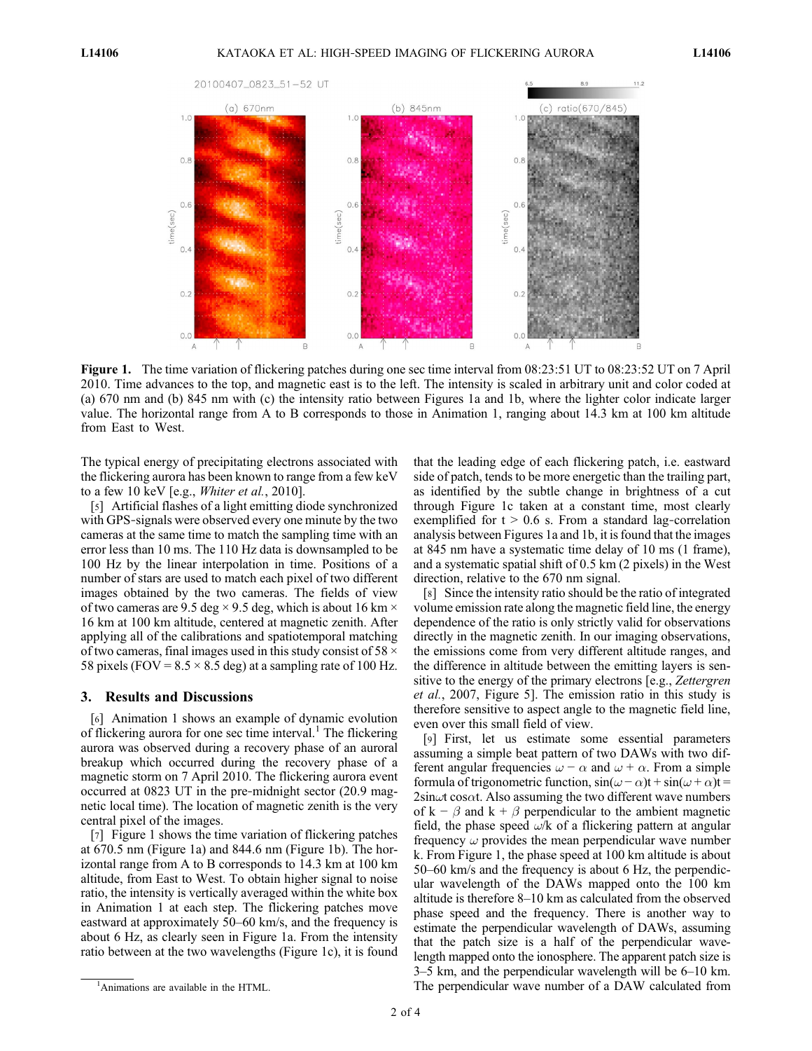**Figure 1.** The time variation of flickering patches during one sec time interval from 08:23:51 UT to 08:23:52 UT on 7 April 2010. Time advances to the top, and magnetic east is to the left. The intensity is scaled in arbitrary unit and color coded at (a) 670 nm and (b) 845 nm with (c) the intensity ratio between Figures 1a and 1b, where the lighter color indicate larger value. The horizontal range from A to B corresponds to those in Animation 1, ranging about 14.3 km at 100 km altitude from East to West.

The typical energy of precipitating electrons associated with the flickering aurora has been known to range from a few keV to a few 10 keV [e.g., *Whiter et al.*, 2010].

[5] Artificial flashes of a light emitting diode synchronized with GPS-signals were observed every one minute by the two cameras at the same time to match the sampling time with an error less than 10 ms. The 110 Hz data is downsampled to be 100 Hz by the linear interpolation in time. Positions of a number of stars are used to match each pixel of two different images obtained by the two cameras. The fields of view of two cameras are 9.5 deg × 9.5 deg, which is about 16 km × 16 km at 100 km altitude, centered at magnetic zenith. After applying all of the calibrations and spatiotemporal matching of two cameras, final images used in this study consist of 58 × 58 pixels (FOV = 8.5 × 8.5 deg) at a sampling rate of 100 Hz.

## 3. Results and Discussions

[6] Animation 1 shows an example of dynamic evolution of flickering aurora for one sec time interval.[1] The flickering aurora was observed during a recovery phase of an auroral breakup which occurred during the recovery phase of a magnetic storm on 7 April 2010. The flickering aurora event occurred at 0823 UT in the pre-midnight sector (20.9 magnetic local time). The location of magnetic zenith is the very central pixel of the images.

[7] Figure 1 shows the time variation of flickering patches at 670.5 nm (Figure 1a) and 844.6 nm (Figure 1b). The horizontal range from A to B corresponds to 14.3 km at 100 km altitude, from East to West. To obtain higher signal to noise ratio, the intensity is vertically averaged within the white box in Animation 1 at each step. The flickering patches move eastward at approximately 50–60 km/s, and the frequency is about 6 Hz, as clearly seen in Figure 1a. From the intensity ratio between at the two wavelengths (Figure 1c), it is found that the leading edge of each flickering patch, i.e. eastward side of patch, tends to be more energetic than the trailing part, as identified by the subtle change in brightness of a cut through Figure 1c taken at a constant time, most clearly exemplified for t > 0.6 s. From a standard lag-correlation analysis between Figures 1a and 1b, it is found that the images at 845 nm have a systematic time delay of 10 ms (1 frame), and a systematic spatial shift of 0.5 km (2 pixels) in the West direction, relative to the 670 nm signal.

[8] Since the intensity ratio should be the ratio of integrated volume emission rate along the magnetic field line, the energy dependence of the ratio is only strictly valid for observations directly in the magnetic zenith. In our imaging observations, the emissions come from very different altitude ranges, and the difference in altitude between the emitting layers is sensitive to the energy of the primary electrons [e.g., *Zettergren et al.*, 2007, Figure 5]. The emission ratio in this study is therefore sensitive to aspect angle to the magnetic field line, even over this small field of view.

[9] First, let us estimate some essential parameters assuming a simple beat pattern of two DAWs with two different angular frequencies $\omega - \alpha$ and $\omega + \alpha$. From a simple formula of trigonometric function, $\sin(\omega - \alpha)t + \sin(\omega + \alpha)t = 2\sin\omega t \cos\alpha t$. Also assuming the two different wave numbers of $k - \beta$ and $k + \beta$ perpendicular to the ambient magnetic field, the phase speed $\omega/k$ of a flickering pattern at angular frequency $\omega$ provides the mean perpendicular wave number k. From Figure 1, the phase speed at 100 km altitude is about 50–60 km/s and the frequency is about 6 Hz, the perpendicular wavelength of the DAWs mapped onto the 100 km altitude is therefore 8–10 km as calculated from the observed phase speed and the frequency. There is another way to estimate the perpendicular wavelength of DAWs, assuming that the patch size is a half of the perpendicular wavelength mapped onto the ionosphere. The apparent patch size is 3–5 km, and the perpendicular wavelength will be 6–10 km. The perpendicular wave number of a DAW calculated from

[1] Animations are available in the HTML.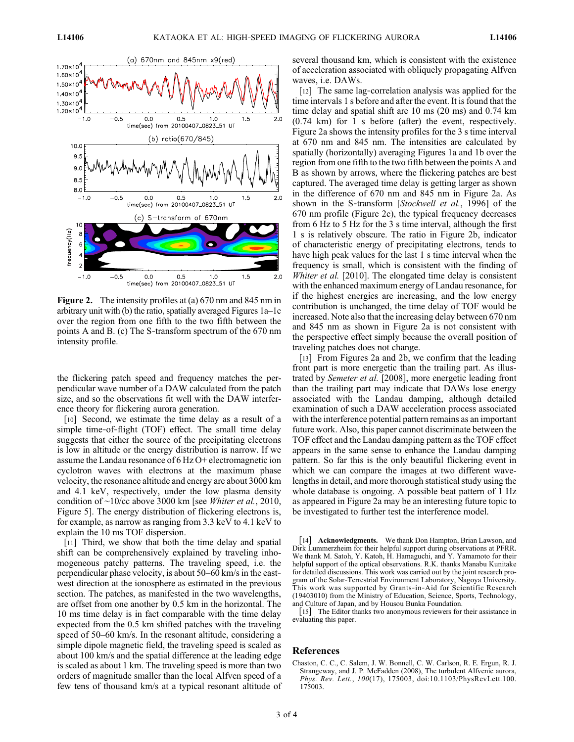**Figure 2.** The intensity profiles at (a) 670 nm and 845 nm in arbitrary unit with (b) the ratio, spatially averaged Figures 1a–1c over the region from one fifth to the two fifth between the points A and B. (c) The S-transform spectrum of the 670 nm intensity profile.

the flickering patch speed and frequency matches the perpendicular wave number of a DAW calculated from the patch size, and so the observations fit well with the DAW interference theory for flickering aurora generation.

[10] Second, we estimate the time delay as a result of a simple time-of-flight (TOF) effect. The small time delay suggests that either the source of the precipitating electrons is low in altitude or the energy distribution is narrow. If we assume the Landau resonance of 6 Hz O+ electromagnetic ion cyclotron waves with electrons at the maximum phase velocity, the resonance altitude and energy are about 3000 km and 4.1 keV, respectively, under the low plasma density condition of ~10/cc above 3000 km [see *Whiter et al.*, 2010, Figure 5]. The energy distribution of flickering electrons is, for example, as narrow as ranging from 3.3 keV to 4.1 keV to explain the 10 ms TOF dispersion.

[11] Third, we show that both the time delay and spatial shift can be comprehensively explained by traveling inhomogeneous patchy patterns. The traveling speed, i.e. the perpendicular phase velocity, is about 50–60 km/s in the east-west direction at the ionosphere as estimated in the previous section. The patches, as manifested in the two wavelengths, are offset from one another by 0.5 km in the horizontal. The 10 ms time delay is in fact comparable with the time delay expected from the 0.5 km shifted patches with the traveling speed of 50–60 km/s. In the resonant altitude, considering a simple dipole magnetic field, the traveling speed is scaled as about 100 km/s and the spatial difference at the leading edge is scaled as about 1 km. The traveling speed is more than two orders of magnitude smaller than the local Alfven speed of a few tens of thousand km/s at a typical resonant altitude of several thousand km, which is consistent with the existence of acceleration associated with obliquely propagating Alfven waves, i.e. DAWs.

[12] The same lag-correlation analysis was applied for the time intervals 1 s before and after the event. It is found that the time delay and spatial shift are 10 ms (20 ms) and 0.74 km (0.74 km) for 1 s before (after) the event, respectively. Figure 2a shows the intensity profiles for the 3 s time interval at 670 nm and 845 nm. The intensities are calculated by spatially (horizontally) averaging Figures 1a and 1b over the region from one fifth to the two fifth between the points A and B as shown by arrows, where the flickering patches are best captured. The averaged time delay is getting larger as shown in the difference of 670 nm and 845 nm in Figure 2a. As shown in the S-transform [*Stockwell et al.*, 1996] of the 670 nm profile (Figure 2c), the typical frequency decreases from 6 Hz to 5 Hz for the 3 s time interval, although the first 1 s is relatively obscure. The ratio in Figure 2b, indicator of characteristic energy of precipitating electrons, tends to have high peak values for the last 1 s time interval when the frequency is small, which is consistent with the finding of *Whiter et al.* [2010]. The elongated time delay is consistent with the enhanced maximum energy of Landau resonance, for if the highest energies are increasing, and the low energy contribution is unchanged, the time delay of TOF would be increased. Note also that the increasing delay between 670 nm and 845 nm as shown in Figure 2a is not consistent with the perspective effect simply because the overall position of traveling patches does not change.

[13] From Figures 2a and 2b, we confirm that the leading front part is more energetic than the trailing part. As illustrated by *Semeter et al.* [2008], more energetic leading front than the trailing part may indicate that DAWs lose energy associated with the Landau damping, although detailed examination of such a DAW acceleration process associated with the interference potential pattern remains as an important future work. Also, this paper cannot discriminate between the TOF effect and the Landau damping pattern as the TOF effect appears in the same sense to enhance the Landau damping pattern. So far this is the only beautiful flickering event in which we can compare the images at two different wavelengths in detail, and more thorough statistical study using the whole database is ongoing. A possible beat pattern of 1 Hz as appeared in Figure 2a may be an interesting future topic to be investigated to further test the interference model.

[14] **Acknowledgments.** We thank Don Hampton, Brian Lawson, and Dirk Lummerzheim for their helpful support during observations at PFRR. We thank M. Satoh, Y. Katoh, H. Hamaguchi, and Y. Yamamoto for their helpful support of the optical observations. R.K. thanks Manabu Kunitake for detailed discussions. This work was carried out by the joint research program of the Solar-Terrestrial Environment Laboratory, Nagoya University. This work was supported by Grants-in-Aid for Scientific Research (19403010) from the Ministry of Education, Science, Sports, Technology, and Culture of Japan, and by Housou Bunka Foundation.

[15] The Editor thanks two anonymous reviewers for their assistance in evaluating this paper.

## References

Chaston, C. C., C. Salem, J. W. Bonnell, C. W. Carlson, R. E. Ergun, R. J. Strangeway, and J. P. McFadden (2008), The turbulent Alfvenic aurora, *Phys. Rev. Lett.*, *100*(17), 175003, doi:10.1103/PhysRevLett.100.175003.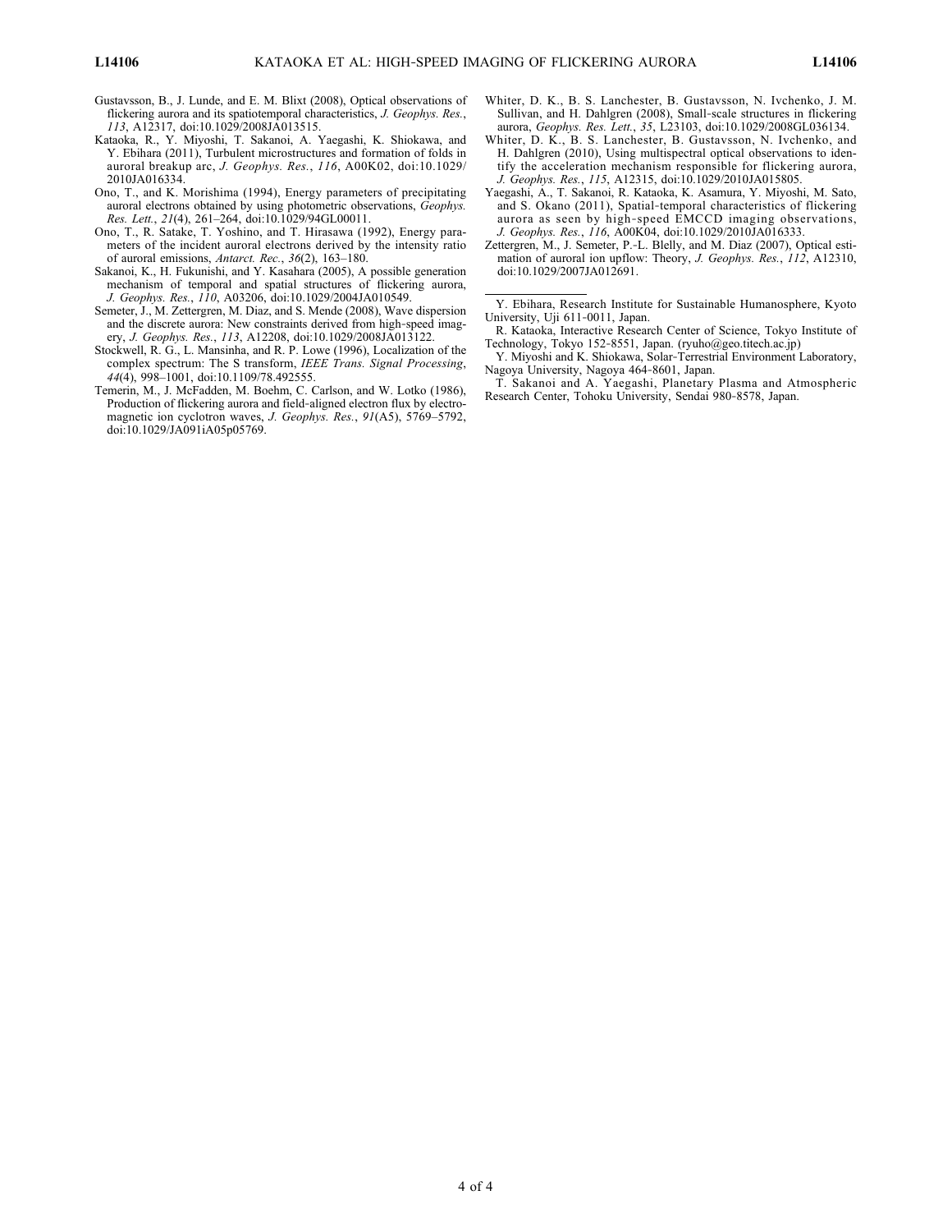Gustavsson, B., J. Lunde, and E. M. Blixt (2008), Optical observations of flickering aurora and its spatiotemporal characteristics, *J. Geophys. Res.*, *113*, A12317, doi:10.1029/2008JA013515.

Kataoka, R., Y. Miyoshi, T. Sakanoi, A. Yaegashi, K. Shiokawa, and Y. Ebihara (2011), Turbulent microstructures and formation of folds in auroral breakup arc, *J. Geophys. Res.*, *116*, A00K02, doi:10.1029/2010JA016334.

Ono, T., and K. Morishima (1994), Energy parameters of precipitating auroral electrons obtained by using photometric observations, *Geophys. Res. Lett.*, *21*(4), 261–264, doi:10.1029/94GL00011.

Ono, T., R. Satake, T. Yoshino, and T. Hirasawa (1992), Energy parameters of the incident auroral electrons derived by the intensity ratio of auroral emissions, *Antarct. Rec.*, *36*(2), 163–180.

Sakanoi, K., H. Fukunishi, and Y. Kasahara (2005), A possible generation mechanism of temporal and spatial structures of flickering aurora, *J. Geophys. Res.*, *110*, A03206, doi:10.1029/2004JA010549.

Semeter, J., M. Zettergren, M. Diaz, and S. Mende (2008), Wave dispersion and the discrete aurora: New constraints derived from high-speed imagery, *J. Geophys. Res.*, *113*, A12208, doi:10.1029/2008JA013122.

Stockwell, R. G., L. Mansinha, and R. P. Lowe (1996), Localization of the complex spectrum: The S transform, *IEEE Trans. Signal Processing*, *44*(4), 998–1001, doi:10.1109/78.492555.

Temerin, M., J. McFadden, M. Boehm, C. Carlson, and W. Lotko (1986), Production of flickering aurora and field-aligned electron flux by electromagnetic ion cyclotron waves, *J. Geophys. Res.*, *91*(A5), 5769–5792, doi:10.1029/JA091iA05p05769.

Whiter, D. K., B. S. Lanchester, B. Gustavsson, N. Ivchenko, J. M. Sullivan, and H. Dahlgren (2008), Small-scale structures in flickering aurora, *Geophys. Res. Lett.*, *35*, L23103, doi:10.1029/2008GL036134.

Whiter, D. K., B. S. Lanchester, B. Gustavsson, N. Ivchenko, and H. Dahlgren (2010), Using multispectral optical observations to identify the acceleration mechanism responsible for flickering aurora, *J. Geophys. Res.*, *115*, A12315, doi:10.1029/2010JA015805.

Yaegashi, A., T. Sakanoi, R. Kataoka, K. Asamura, Y. Miyoshi, M. Sato, and S. Okano (2011), Spatial-temporal characteristics of flickering aurora as seen by high-speed EMCCD imaging observations, *J. Geophys. Res.*, *116*, A00K04, doi:10.1029/2010JA016333.

Zettergren, M., J. Semeter, P.-L. Blelly, and M. Diaz (2007), Optical estimation of auroral ion upflow: Theory, *J. Geophys. Res.*, *112*, A12310, doi:10.1029/2007JA012691.

---

Y. Ebihara, Research Institute for Sustainable Humanosphere, Kyoto University, Uji 611-0011, Japan.

R. Kataoka, Interactive Research Center of Science, Tokyo Institute of Technology, Tokyo 152-8551, Japan. (ryuho@geo.titech.ac.jp)

Y. Miyoshi and K. Shiokawa, Solar-Terrestrial Environment Laboratory, Nagoya University, Nagoya 464-8601, Japan.

T. Sakanoi and A. Yaegashi, Planetary Plasma and Atmospheric Research Center, Tohoku University, Sendai 980-8578, Japan.